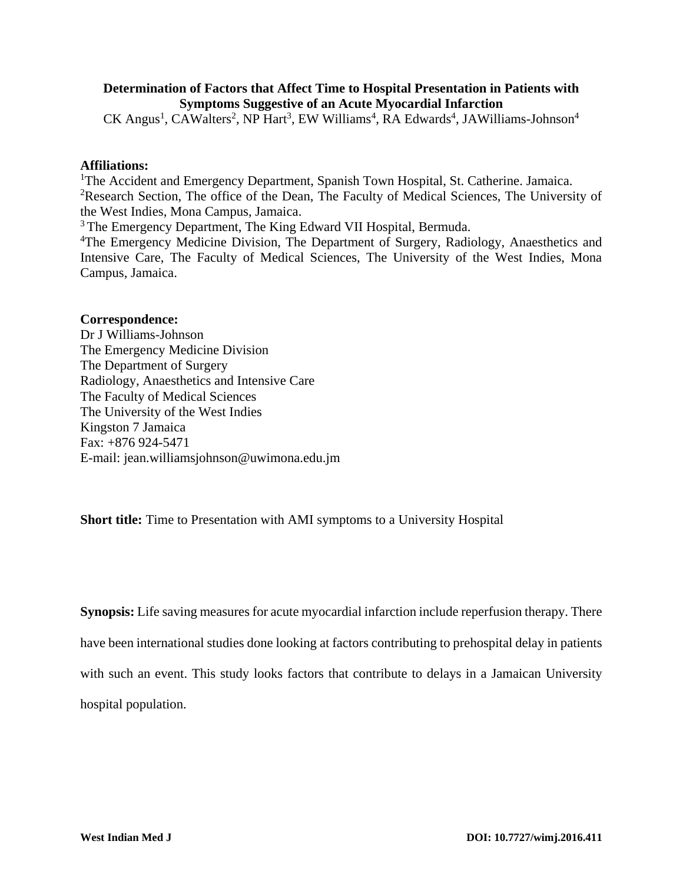# Determination of Factors that Affect Time to Hospital Presentation in Patients with Symptoms Suggestive of an Acute Myocardial Infarction

CK Angus[1], CAWalters[2], NP Hart[3], EW Williams[4], RA Edwards[4], JAWilliams-Johnson[4]

**Affiliations:**

[1]The Accident and Emergency Department, Spanish Town Hospital, St. Catherine. Jamaica.
[2]Research Section, The office of the Dean, The Faculty of Medical Sciences, The University of the West Indies, Mona Campus, Jamaica.
[3] The Emergency Department, The King Edward VII Hospital, Bermuda.
[4]The Emergency Medicine Division, The Department of Surgery, Radiology, Anaesthetics and Intensive Care, The Faculty of Medical Sciences, The University of the West Indies, Mona Campus, Jamaica.

**Correspondence:**

Dr J Williams-Johnson
The Emergency Medicine Division
The Department of Surgery
Radiology, Anaesthetics and Intensive Care
The Faculty of Medical Sciences
The University of the West Indies
Kingston 7 Jamaica
Fax: +876 924-5471
E-mail: jean.williamsjohnson@uwimona.edu.jm

**Short title:** Time to Presentation with AMI symptoms to a University Hospital

**Synopsis:** Life saving measures for acute myocardial infarction include reperfusion therapy. There have been international studies done looking at factors contributing to prehospital delay in patients with such an event. This study looks factors that contribute to delays in a Jamaican University hospital population.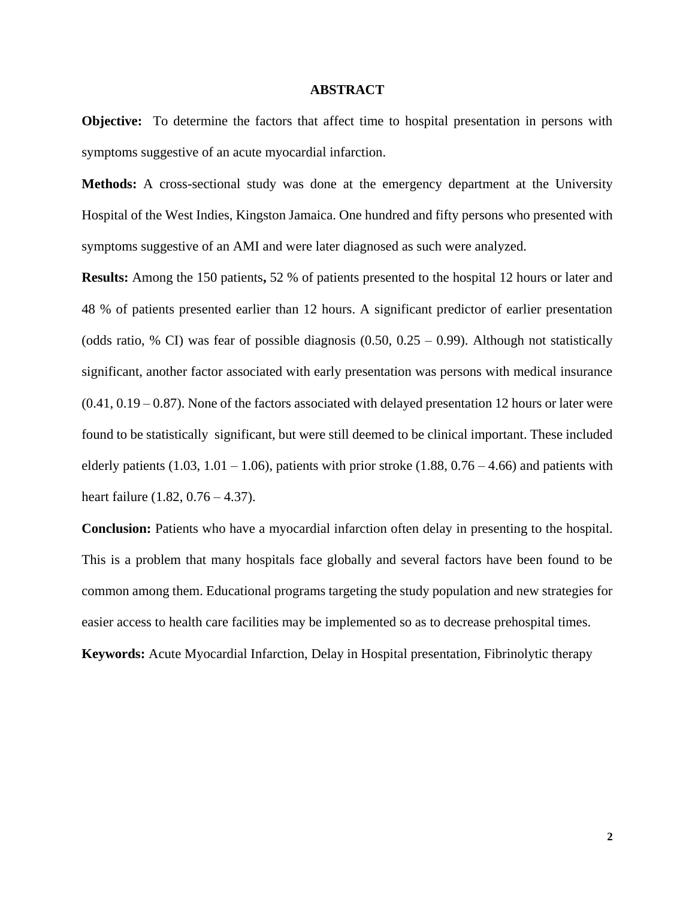# ABSTRACT

**Objective:** To determine the factors that affect time to hospital presentation in persons with symptoms suggestive of an acute myocardial infarction.

**Methods:** A cross-sectional study was done at the emergency department at the University Hospital of the West Indies, Kingston Jamaica. One hundred and fifty persons who presented with symptoms suggestive of an AMI and were later diagnosed as such were analyzed.

**Results:** Among the 150 patients**,** 52 % of patients presented to the hospital 12 hours or later and 48 % of patients presented earlier than 12 hours. A significant predictor of earlier presentation (odds ratio, % CI) was fear of possible diagnosis (0.50, 0.25 – 0.99). Although not statistically significant, another factor associated with early presentation was persons with medical insurance (0.41, 0.19 – 0.87). None of the factors associated with delayed presentation 12 hours or later were found to be statistically significant, but were still deemed to be clinical important. These included elderly patients (1.03, 1.01 – 1.06), patients with prior stroke (1.88, 0.76 – 4.66) and patients with heart failure (1.82, 0.76 – 4.37).

**Conclusion:** Patients who have a myocardial infarction often delay in presenting to the hospital. This is a problem that many hospitals face globally and several factors have been found to be common among them. Educational programs targeting the study population and new strategies for easier access to health care facilities may be implemented so as to decrease prehospital times.

**Keywords:** Acute Myocardial Infarction, Delay in Hospital presentation, Fibrinolytic therapy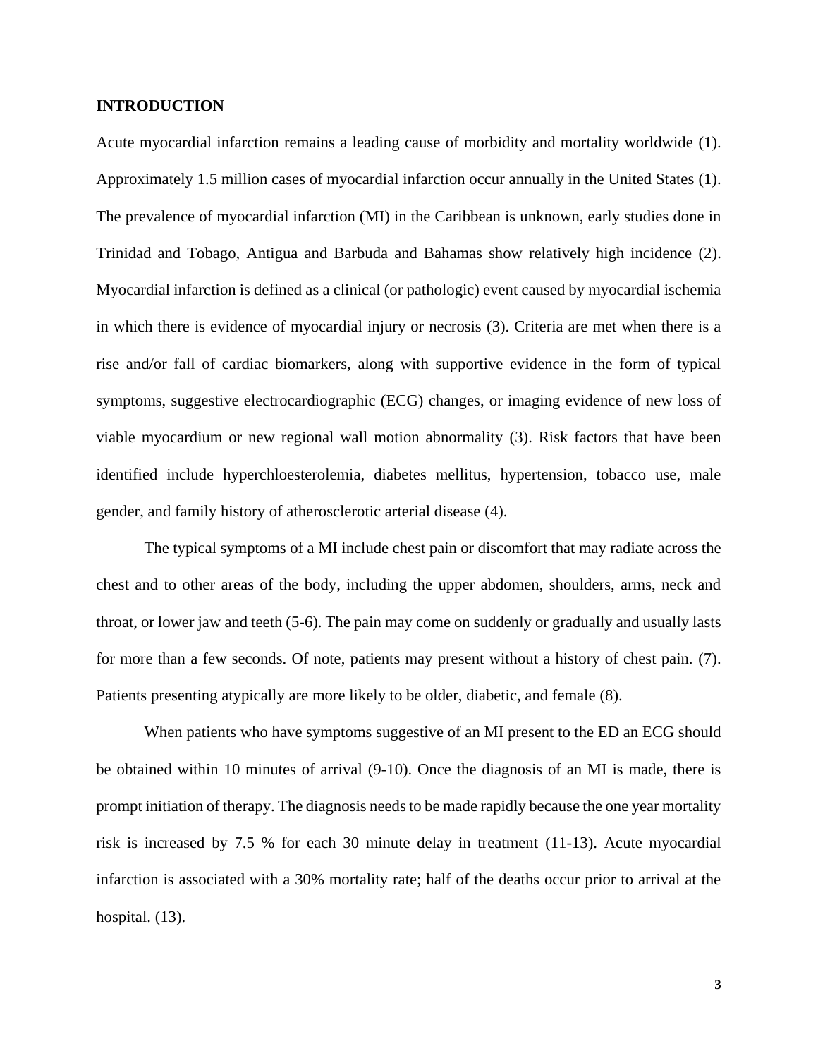# INTRODUCTION

Acute myocardial infarction remains a leading cause of morbidity and mortality worldwide (1). Approximately 1.5 million cases of myocardial infarction occur annually in the United States (1). The prevalence of myocardial infarction (MI) in the Caribbean is unknown, early studies done in Trinidad and Tobago, Antigua and Barbuda and Bahamas show relatively high incidence (2). Myocardial infarction is defined as a clinical (or pathologic) event caused by myocardial ischemia in which there is evidence of myocardial injury or necrosis (3). Criteria are met when there is a rise and/or fall of cardiac biomarkers, along with supportive evidence in the form of typical symptoms, suggestive electrocardiographic (ECG) changes, or imaging evidence of new loss of viable myocardium or new regional wall motion abnormality (3). Risk factors that have been identified include hyperchloesterolemia, diabetes mellitus, hypertension, tobacco use, male gender, and family history of atherosclerotic arterial disease (4).

The typical symptoms of a MI include chest pain or discomfort that may radiate across the chest and to other areas of the body, including the upper abdomen, shoulders, arms, neck and throat, or lower jaw and teeth (5-6). The pain may come on suddenly or gradually and usually lasts for more than a few seconds. Of note, patients may present without a history of chest pain. (7). Patients presenting atypically are more likely to be older, diabetic, and female (8).

When patients who have symptoms suggestive of an MI present to the ED an ECG should be obtained within 10 minutes of arrival (9-10). Once the diagnosis of an MI is made, there is prompt initiation of therapy. The diagnosis needs to be made rapidly because the one year mortality risk is increased by 7.5 % for each 30 minute delay in treatment (11-13). Acute myocardial infarction is associated with a 30% mortality rate; half of the deaths occur prior to arrival at the hospital. (13).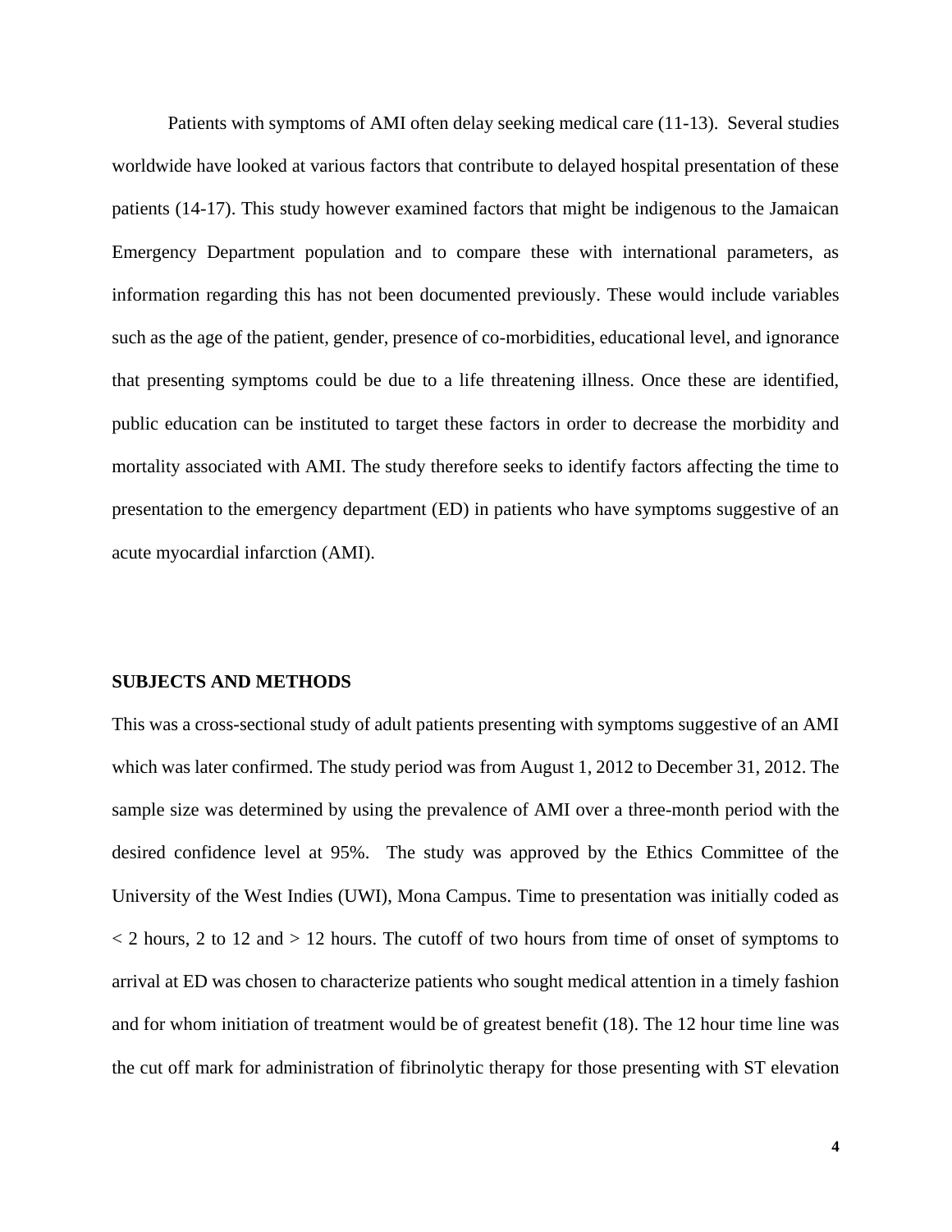Patients with symptoms of AMI often delay seeking medical care (11-13). Several studies worldwide have looked at various factors that contribute to delayed hospital presentation of these patients (14-17). This study however examined factors that might be indigenous to the Jamaican Emergency Department population and to compare these with international parameters, as information regarding this has not been documented previously. These would include variables such as the age of the patient, gender, presence of co-morbidities, educational level, and ignorance that presenting symptoms could be due to a life threatening illness. Once these are identified, public education can be instituted to target these factors in order to decrease the morbidity and mortality associated with AMI. The study therefore seeks to identify factors affecting the time to presentation to the emergency department (ED) in patients who have symptoms suggestive of an acute myocardial infarction (AMI).

## SUBJECTS AND METHODS

This was a cross-sectional study of adult patients presenting with symptoms suggestive of an AMI which was later confirmed. The study period was from August 1, 2012 to December 31, 2012. The sample size was determined by using the prevalence of AMI over a three-month period with the desired confidence level at 95%. The study was approved by the Ethics Committee of the University of the West Indies (UWI), Mona Campus. Time to presentation was initially coded as < 2 hours, 2 to 12 and > 12 hours. The cutoff of two hours from time of onset of symptoms to arrival at ED was chosen to characterize patients who sought medical attention in a timely fashion and for whom initiation of treatment would be of greatest benefit (18). The 12 hour time line was the cut off mark for administration of fibrinolytic therapy for those presenting with ST elevation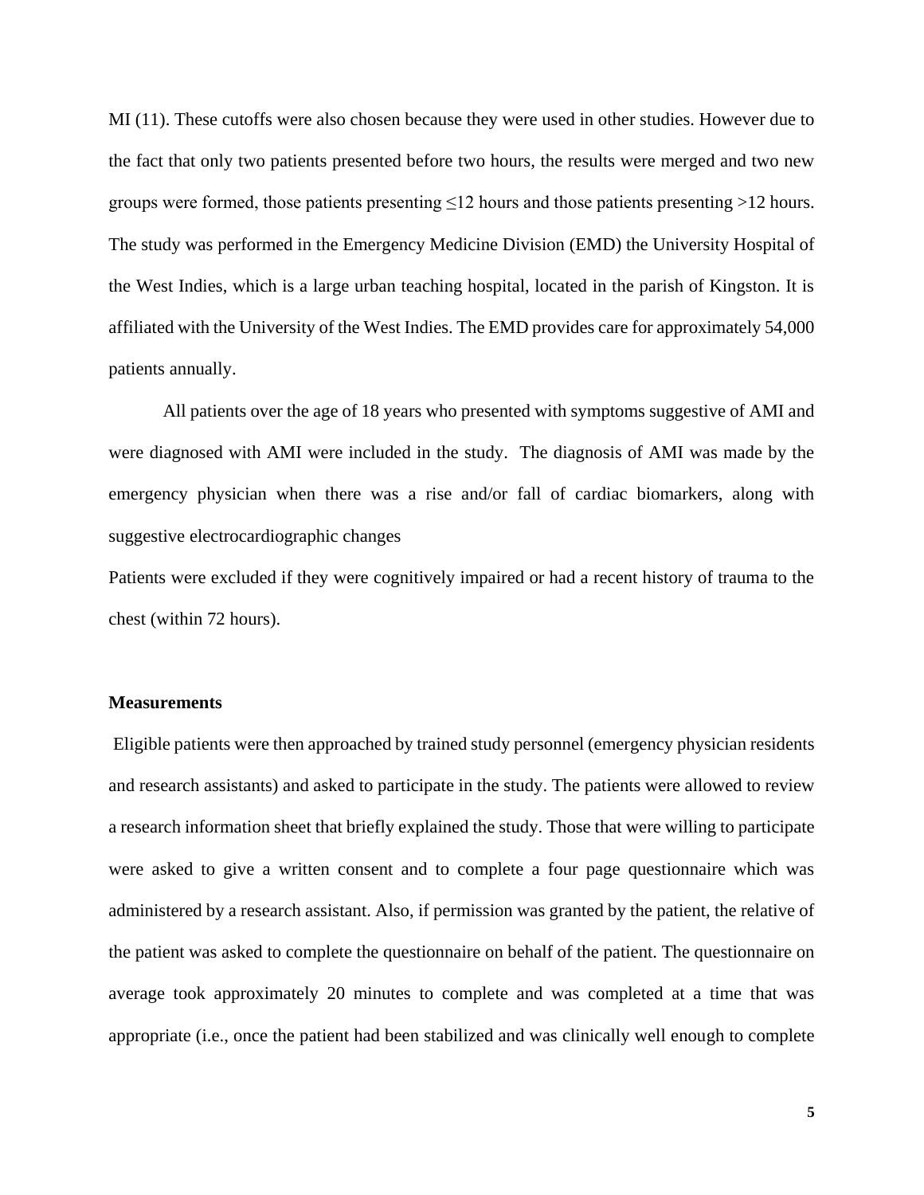MI (11). These cutoffs were also chosen because they were used in other studies. However due to the fact that only two patients presented before two hours, the results were merged and two new groups were formed, those patients presenting ≤12 hours and those patients presenting >12 hours. The study was performed in the Emergency Medicine Division (EMD) the University Hospital of the West Indies, which is a large urban teaching hospital, located in the parish of Kingston. It is affiliated with the University of the West Indies. The EMD provides care for approximately 54,000 patients annually.

All patients over the age of 18 years who presented with symptoms suggestive of AMI and were diagnosed with AMI were included in the study. The diagnosis of AMI was made by the emergency physician when there was a rise and/or fall of cardiac biomarkers, along with suggestive electrocardiographic changes

Patients were excluded if they were cognitively impaired or had a recent history of trauma to the chest (within 72 hours).

**Measurements**

Eligible patients were then approached by trained study personnel (emergency physician residents and research assistants) and asked to participate in the study. The patients were allowed to review a research information sheet that briefly explained the study. Those that were willing to participate were asked to give a written consent and to complete a four page questionnaire which was administered by a research assistant. Also, if permission was granted by the patient, the relative of the patient was asked to complete the questionnaire on behalf of the patient. The questionnaire on average took approximately 20 minutes to complete and was completed at a time that was appropriate (i.e., once the patient had been stabilized and was clinically well enough to complete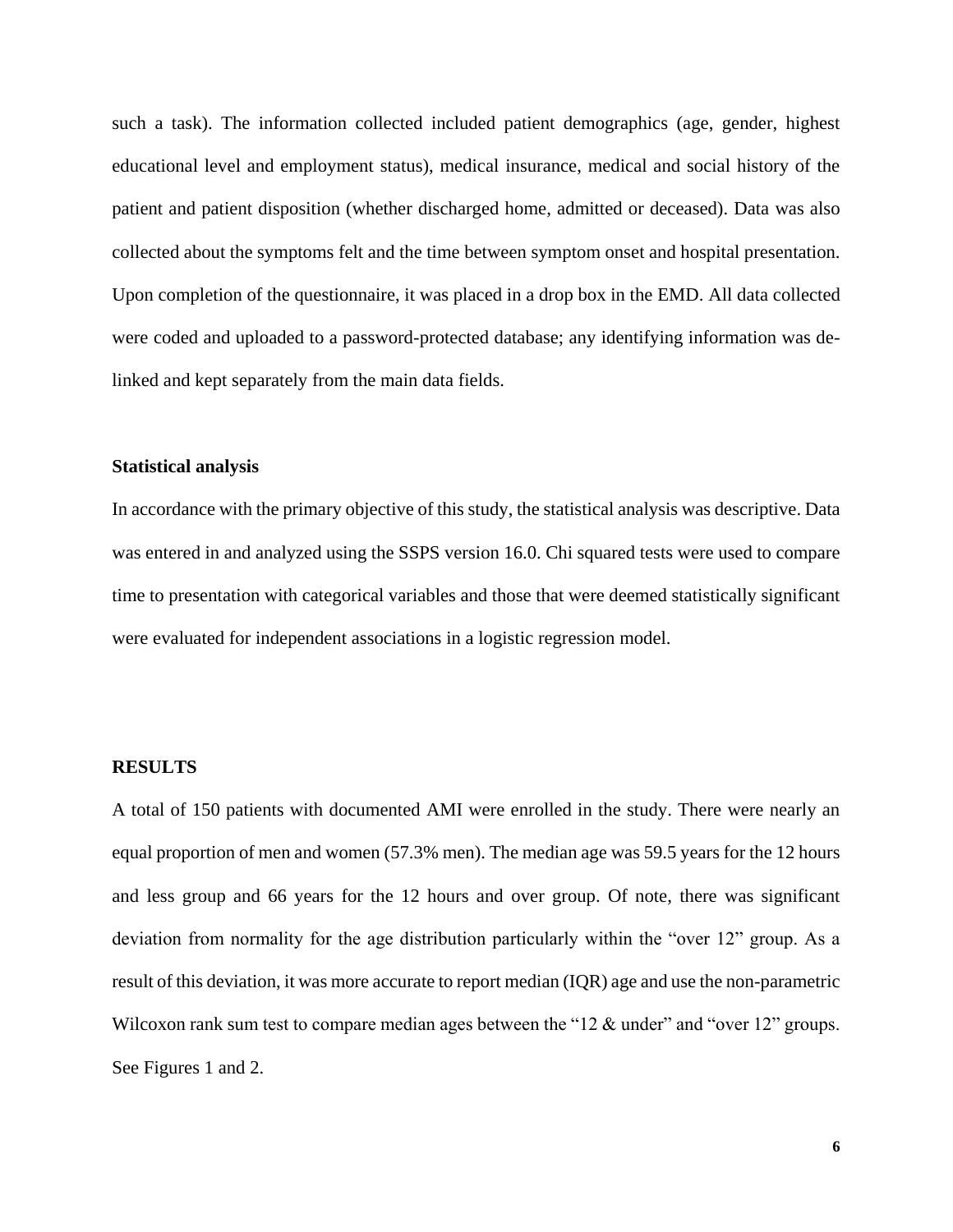such a task). The information collected included patient demographics (age, gender, highest educational level and employment status), medical insurance, medical and social history of the patient and patient disposition (whether discharged home, admitted or deceased). Data was also collected about the symptoms felt and the time between symptom onset and hospital presentation. Upon completion of the questionnaire, it was placed in a drop box in the EMD. All data collected were coded and uploaded to a password-protected database; any identifying information was de-linked and kept separately from the main data fields.

### Statistical analysis

In accordance with the primary objective of this study, the statistical analysis was descriptive. Data was entered in and analyzed using the SSPS version 16.0. Chi squared tests were used to compare time to presentation with categorical variables and those that were deemed statistically significant were evaluated for independent associations in a logistic regression model.

## RESULTS

A total of 150 patients with documented AMI were enrolled in the study. There were nearly an equal proportion of men and women (57.3% men). The median age was 59.5 years for the 12 hours and less group and 66 years for the 12 hours and over group. Of note, there was significant deviation from normality for the age distribution particularly within the "over 12" group. As a result of this deviation, it was more accurate to report median (IQR) age and use the non-parametric Wilcoxon rank sum test to compare median ages between the "12 & under" and "over 12" groups. See Figures 1 and 2.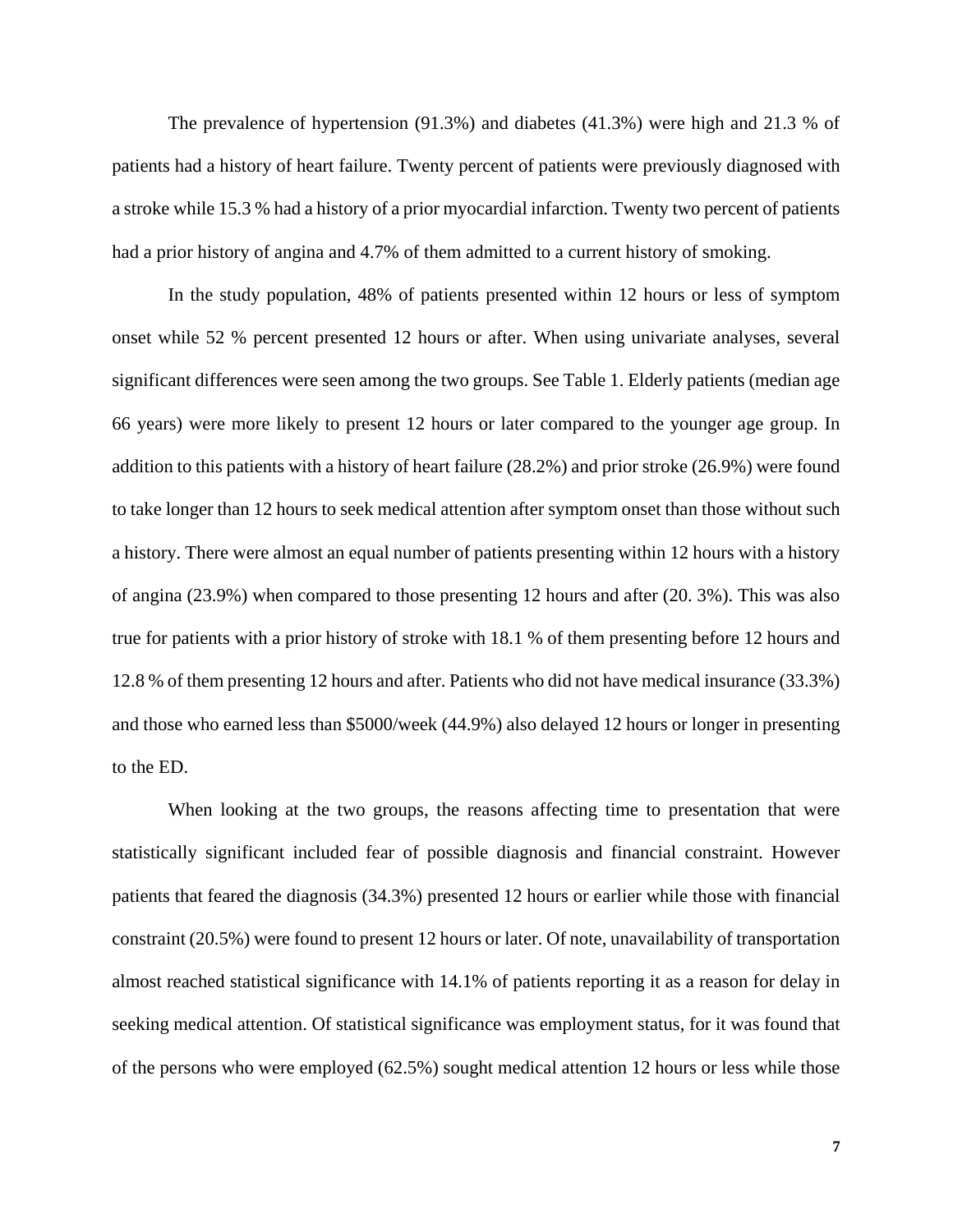The prevalence of hypertension (91.3%) and diabetes (41.3%) were high and 21.3 % of patients had a history of heart failure. Twenty percent of patients were previously diagnosed with a stroke while 15.3 % had a history of a prior myocardial infarction. Twenty two percent of patients had a prior history of angina and 4.7% of them admitted to a current history of smoking.

In the study population, 48% of patients presented within 12 hours or less of symptom onset while 52 % percent presented 12 hours or after. When using univariate analyses, several significant differences were seen among the two groups. See Table 1. Elderly patients (median age 66 years) were more likely to present 12 hours or later compared to the younger age group. In addition to this patients with a history of heart failure (28.2%) and prior stroke (26.9%) were found to take longer than 12 hours to seek medical attention after symptom onset than those without such a history. There were almost an equal number of patients presenting within 12 hours with a history of angina (23.9%) when compared to those presenting 12 hours and after (20. 3%). This was also true for patients with a prior history of stroke with 18.1 % of them presenting before 12 hours and 12.8 % of them presenting 12 hours and after. Patients who did not have medical insurance (33.3%) and those who earned less than $5000/week (44.9%) also delayed 12 hours or longer in presenting to the ED.

When looking at the two groups, the reasons affecting time to presentation that were statistically significant included fear of possible diagnosis and financial constraint. However patients that feared the diagnosis (34.3%) presented 12 hours or earlier while those with financial constraint (20.5%) were found to present 12 hours or later. Of note, unavailability of transportation almost reached statistical significance with 14.1% of patients reporting it as a reason for delay in seeking medical attention. Of statistical significance was employment status, for it was found that of the persons who were employed (62.5%) sought medical attention 12 hours or less while those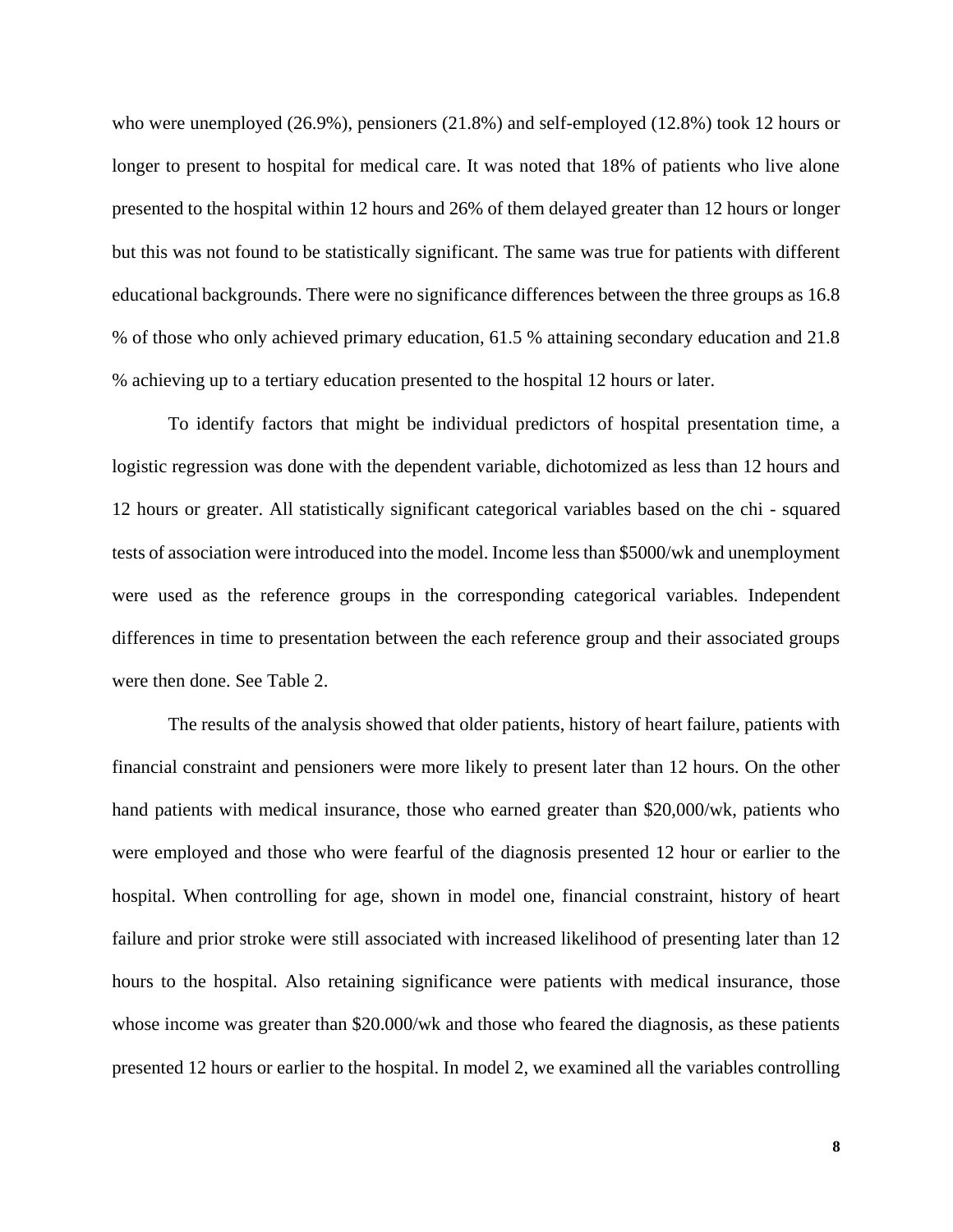who were unemployed (26.9%), pensioners (21.8%) and self-employed (12.8%) took 12 hours or longer to present to hospital for medical care. It was noted that 18% of patients who live alone presented to the hospital within 12 hours and 26% of them delayed greater than 12 hours or longer but this was not found to be statistically significant. The same was true for patients with different educational backgrounds. There were no significance differences between the three groups as 16.8 % of those who only achieved primary education, 61.5 % attaining secondary education and 21.8 % achieving up to a tertiary education presented to the hospital 12 hours or later.

To identify factors that might be individual predictors of hospital presentation time, a logistic regression was done with the dependent variable, dichotomized as less than 12 hours and 12 hours or greater. All statistically significant categorical variables based on the chi - squared tests of association were introduced into the model. Income less than $5000/wk and unemployment were used as the reference groups in the corresponding categorical variables. Independent differences in time to presentation between the each reference group and their associated groups were then done. See Table 2.

The results of the analysis showed that older patients, history of heart failure, patients with financial constraint and pensioners were more likely to present later than 12 hours. On the other hand patients with medical insurance, those who earned greater than $20,000/wk, patients who were employed and those who were fearful of the diagnosis presented 12 hour or earlier to the hospital. When controlling for age, shown in model one, financial constraint, history of heart failure and prior stroke were still associated with increased likelihood of presenting later than 12 hours to the hospital. Also retaining significance were patients with medical insurance, those whose income was greater than $20.000/wk and those who feared the diagnosis, as these patients presented 12 hours or earlier to the hospital. In model 2, we examined all the variables controlling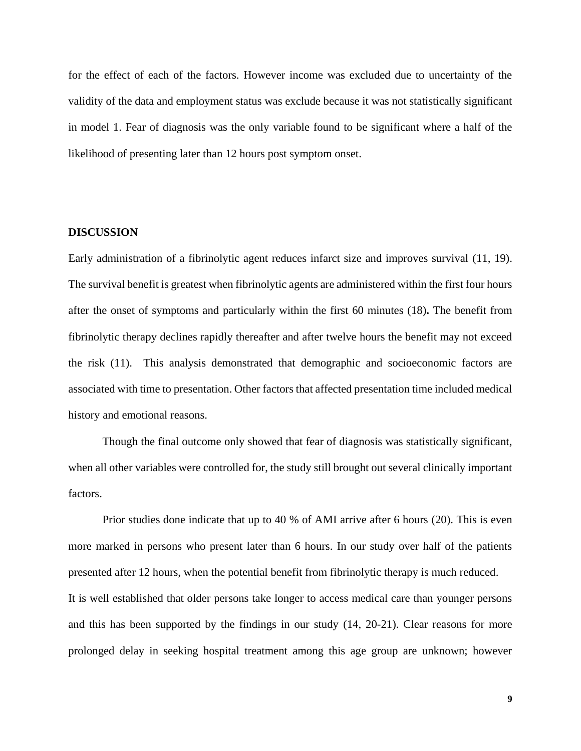for the effect of each of the factors. However income was excluded due to uncertainty of the validity of the data and employment status was exclude because it was not statistically significant in model 1. Fear of diagnosis was the only variable found to be significant where a half of the likelihood of presenting later than 12 hours post symptom onset.

## DISCUSSION

Early administration of a fibrinolytic agent reduces infarct size and improves survival (11, 19). The survival benefit is greatest when fibrinolytic agents are administered within the first four hours after the onset of symptoms and particularly within the first 60 minutes (18)**.** The benefit from fibrinolytic therapy declines rapidly thereafter and after twelve hours the benefit may not exceed the risk (11). This analysis demonstrated that demographic and socioeconomic factors are associated with time to presentation. Other factors that affected presentation time included medical history and emotional reasons.

Though the final outcome only showed that fear of diagnosis was statistically significant, when all other variables were controlled for, the study still brought out several clinically important factors.

Prior studies done indicate that up to 40 % of AMI arrive after 6 hours (20). This is even more marked in persons who present later than 6 hours. In our study over half of the patients presented after 12 hours, when the potential benefit from fibrinolytic therapy is much reduced.

It is well established that older persons take longer to access medical care than younger persons and this has been supported by the findings in our study (14, 20-21). Clear reasons for more prolonged delay in seeking hospital treatment among this age group are unknown; however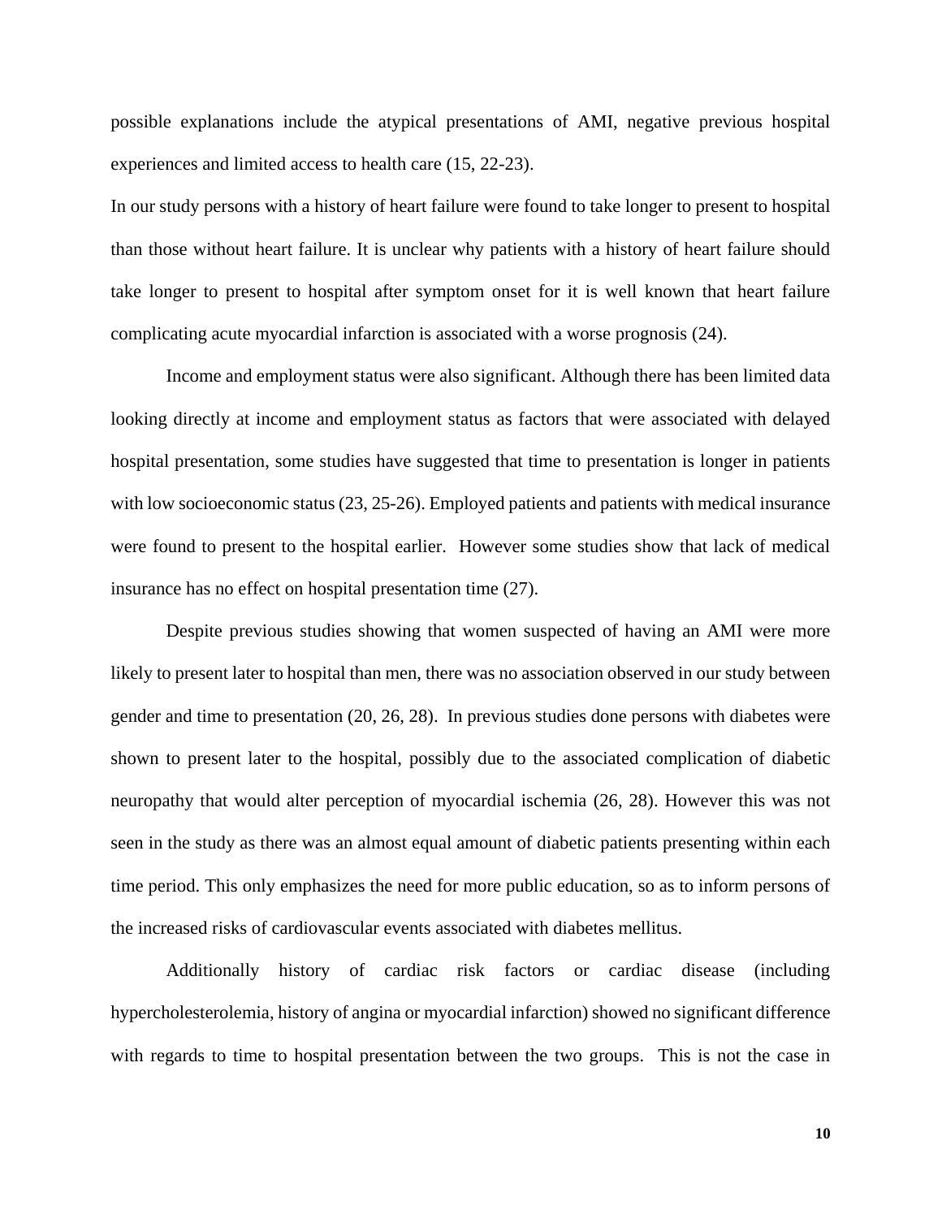possible explanations include the atypical presentations of AMI, negative previous hospital experiences and limited access to health care (15, 22-23).

In our study persons with a history of heart failure were found to take longer to present to hospital than those without heart failure. It is unclear why patients with a history of heart failure should take longer to present to hospital after symptom onset for it is well known that heart failure complicating acute myocardial infarction is associated with a worse prognosis (24).

Income and employment status were also significant. Although there has been limited data looking directly at income and employment status as factors that were associated with delayed hospital presentation, some studies have suggested that time to presentation is longer in patients with low socioeconomic status (23, 25-26). Employed patients and patients with medical insurance were found to present to the hospital earlier. However some studies show that lack of medical insurance has no effect on hospital presentation time (27).

Despite previous studies showing that women suspected of having an AMI were more likely to present later to hospital than men, there was no association observed in our study between gender and time to presentation (20, 26, 28). In previous studies done persons with diabetes were shown to present later to the hospital, possibly due to the associated complication of diabetic neuropathy that would alter perception of myocardial ischemia (26, 28). However this was not seen in the study as there was an almost equal amount of diabetic patients presenting within each time period. This only emphasizes the need for more public education, so as to inform persons of the increased risks of cardiovascular events associated with diabetes mellitus.

Additionally history of cardiac risk factors or cardiac disease (including hypercholesterolemia, history of angina or myocardial infarction) showed no significant difference with regards to time to hospital presentation between the two groups. This is not the case in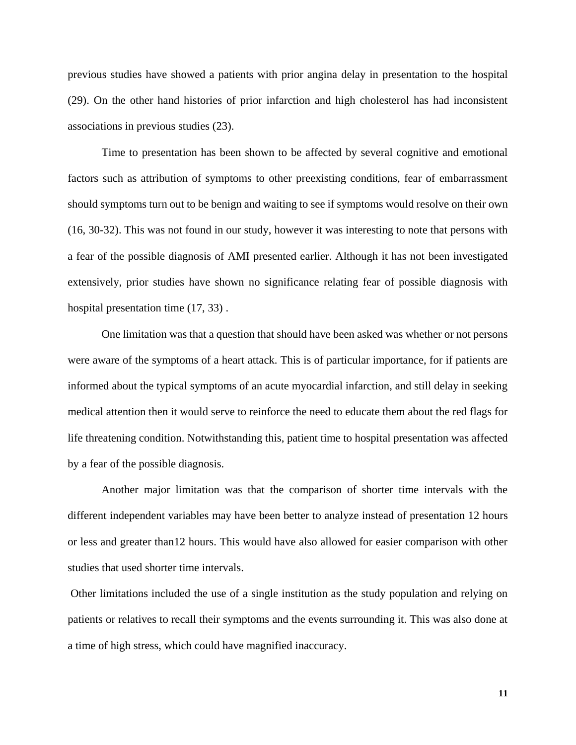previous studies have showed a patients with prior angina delay in presentation to the hospital (29). On the other hand histories of prior infarction and high cholesterol has had inconsistent associations in previous studies (23).

Time to presentation has been shown to be affected by several cognitive and emotional factors such as attribution of symptoms to other preexisting conditions, fear of embarrassment should symptoms turn out to be benign and waiting to see if symptoms would resolve on their own (16, 30-32). This was not found in our study, however it was interesting to note that persons with a fear of the possible diagnosis of AMI presented earlier. Although it has not been investigated extensively, prior studies have shown no significance relating fear of possible diagnosis with hospital presentation time (17, 33) .

One limitation was that a question that should have been asked was whether or not persons were aware of the symptoms of a heart attack. This is of particular importance, for if patients are informed about the typical symptoms of an acute myocardial infarction, and still delay in seeking medical attention then it would serve to reinforce the need to educate them about the red flags for life threatening condition. Notwithstanding this, patient time to hospital presentation was affected by a fear of the possible diagnosis.

Another major limitation was that the comparison of shorter time intervals with the different independent variables may have been better to analyze instead of presentation 12 hours or less and greater than12 hours. This would have also allowed for easier comparison with other studies that used shorter time intervals.

Other limitations included the use of a single institution as the study population and relying on patients or relatives to recall their symptoms and the events surrounding it. This was also done at a time of high stress, which could have magnified inaccuracy.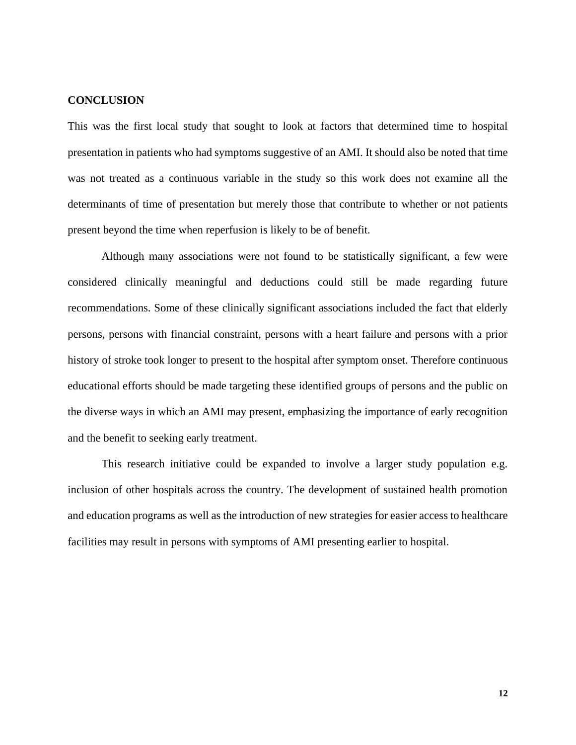**CONCLUSION**

This was the first local study that sought to look at factors that determined time to hospital presentation in patients who had symptoms suggestive of an AMI. It should also be noted that time was not treated as a continuous variable in the study so this work does not examine all the determinants of time of presentation but merely those that contribute to whether or not patients present beyond the time when reperfusion is likely to be of benefit.

Although many associations were not found to be statistically significant, a few were considered clinically meaningful and deductions could still be made regarding future recommendations. Some of these clinically significant associations included the fact that elderly persons, persons with financial constraint, persons with a heart failure and persons with a prior history of stroke took longer to present to the hospital after symptom onset. Therefore continuous educational efforts should be made targeting these identified groups of persons and the public on the diverse ways in which an AMI may present, emphasizing the importance of early recognition and the benefit to seeking early treatment.

This research initiative could be expanded to involve a larger study population e.g. inclusion of other hospitals across the country. The development of sustained health promotion and education programs as well as the introduction of new strategies for easier access to healthcare facilities may result in persons with symptoms of AMI presenting earlier to hospital.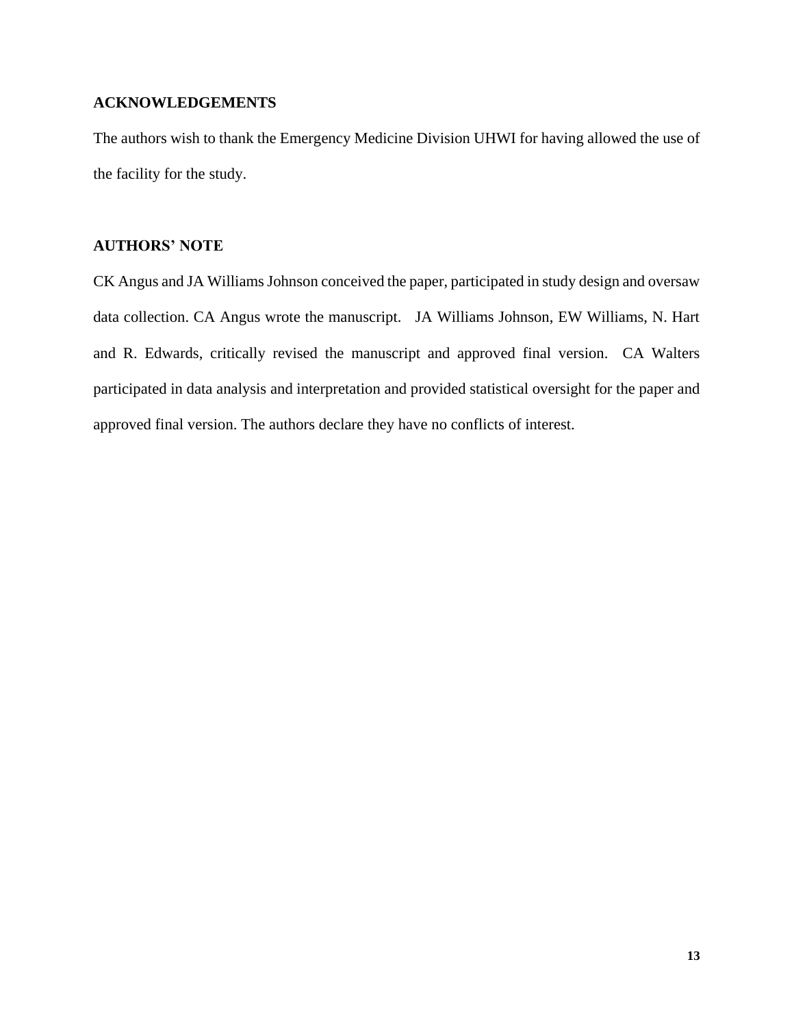## ACKNOWLEDGEMENTS

The authors wish to thank the Emergency Medicine Division UHWI for having allowed the use of the facility for the study.

## AUTHORS' NOTE

CK Angus and JA Williams Johnson conceived the paper, participated in study design and oversaw data collection. CA Angus wrote the manuscript. JA Williams Johnson, EW Williams, N. Hart and R. Edwards, critically revised the manuscript and approved final version. CA Walters participated in data analysis and interpretation and provided statistical oversight for the paper and approved final version. The authors declare they have no conflicts of interest.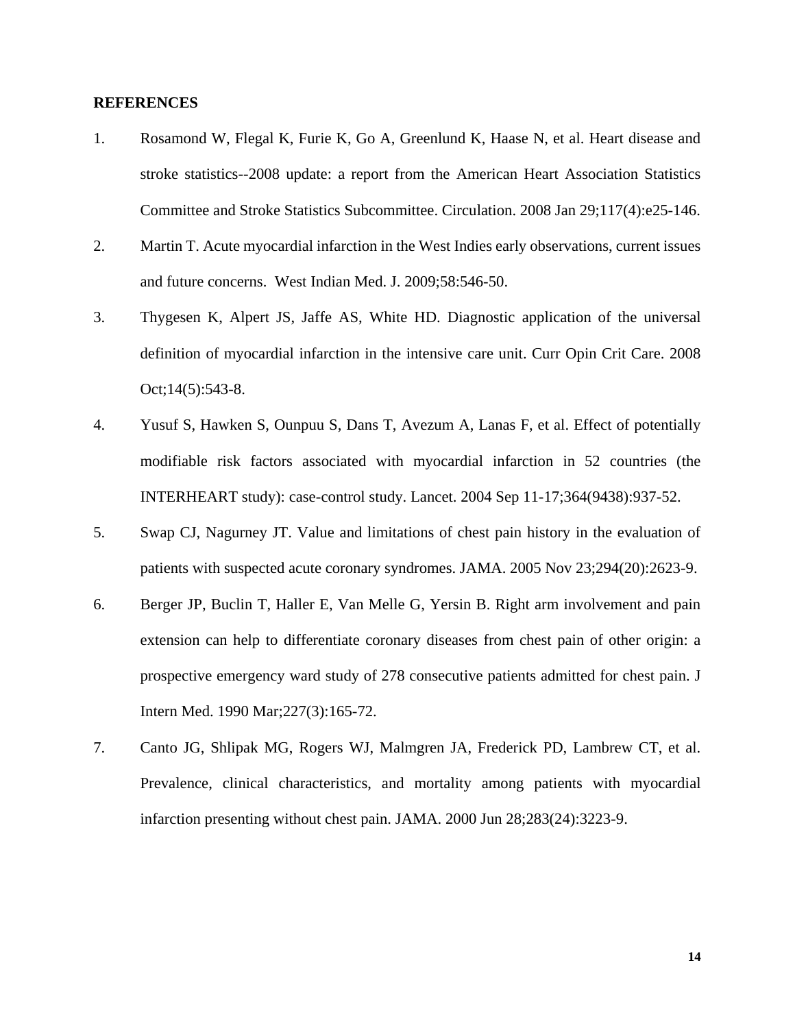**REFERENCES**

1. Rosamond W, Flegal K, Furie K, Go A, Greenlund K, Haase N, et al. Heart disease and stroke statistics--2008 update: a report from the American Heart Association Statistics Committee and Stroke Statistics Subcommittee. Circulation. 2008 Jan 29;117(4):e25-146.
2. Martin T. Acute myocardial infarction in the West Indies early observations, current issues and future concerns. West Indian Med. J. 2009;58:546-50.
3. Thygesen K, Alpert JS, Jaffe AS, White HD. Diagnostic application of the universal definition of myocardial infarction in the intensive care unit. Curr Opin Crit Care. 2008 Oct;14(5):543-8.
4. Yusuf S, Hawken S, Ounpuu S, Dans T, Avezum A, Lanas F, et al. Effect of potentially modifiable risk factors associated with myocardial infarction in 52 countries (the INTERHEART study): case-control study. Lancet. 2004 Sep 11-17;364(9438):937-52.
5. Swap CJ, Nagurney JT. Value and limitations of chest pain history in the evaluation of patients with suspected acute coronary syndromes. JAMA. 2005 Nov 23;294(20):2623-9.
6. Berger JP, Buclin T, Haller E, Van Melle G, Yersin B. Right arm involvement and pain extension can help to differentiate coronary diseases from chest pain of other origin: a prospective emergency ward study of 278 consecutive patients admitted for chest pain. J Intern Med. 1990 Mar;227(3):165-72.
7. Canto JG, Shlipak MG, Rogers WJ, Malmgren JA, Frederick PD, Lambrew CT, et al. Prevalence, clinical characteristics, and mortality among patients with myocardial infarction presenting without chest pain. JAMA. 2000 Jun 28;283(24):3223-9.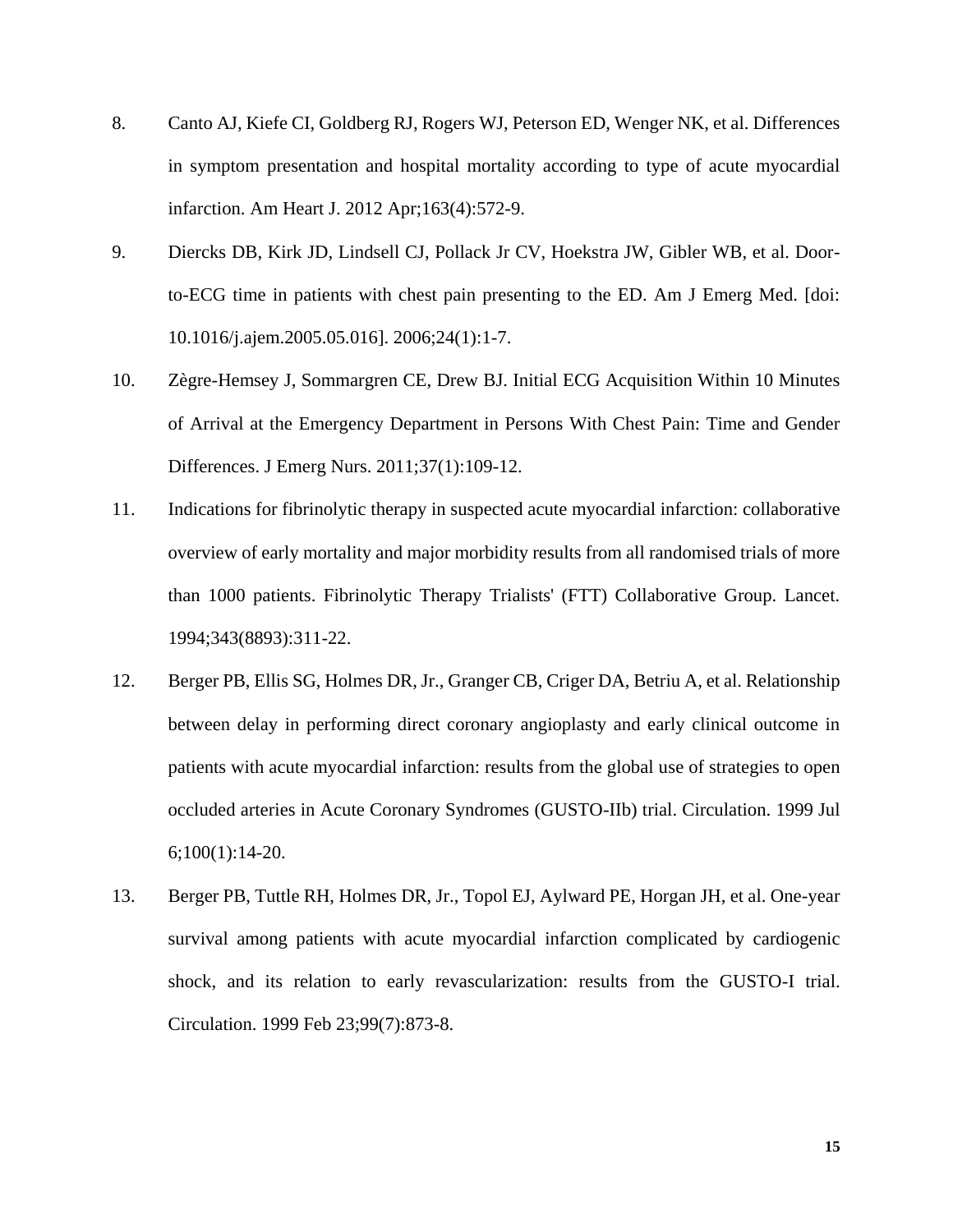8. Canto AJ, Kiefe CI, Goldberg RJ, Rogers WJ, Peterson ED, Wenger NK, et al. Differences in symptom presentation and hospital mortality according to type of acute myocardial infarction. Am Heart J. 2012 Apr;163(4):572-9.

9. Diercks DB, Kirk JD, Lindsell CJ, Pollack Jr CV, Hoekstra JW, Gibler WB, et al. Door-to-ECG time in patients with chest pain presenting to the ED. Am J Emerg Med. [doi: 10.1016/j.ajem.2005.05.016]. 2006;24(1):1-7.

10. Zègre-Hemsey J, Sommargren CE, Drew BJ. Initial ECG Acquisition Within 10 Minutes of Arrival at the Emergency Department in Persons With Chest Pain: Time and Gender Differences. J Emerg Nurs. 2011;37(1):109-12.

11. Indications for fibrinolytic therapy in suspected acute myocardial infarction: collaborative overview of early mortality and major morbidity results from all randomised trials of more than 1000 patients. Fibrinolytic Therapy Trialists' (FTT) Collaborative Group. Lancet. 1994;343(8893):311-22.

12. Berger PB, Ellis SG, Holmes DR, Jr., Granger CB, Criger DA, Betriu A, et al. Relationship between delay in performing direct coronary angioplasty and early clinical outcome in patients with acute myocardial infarction: results from the global use of strategies to open occluded arteries in Acute Coronary Syndromes (GUSTO-IIb) trial. Circulation. 1999 Jul 6;100(1):14-20.

13. Berger PB, Tuttle RH, Holmes DR, Jr., Topol EJ, Aylward PE, Horgan JH, et al. One-year survival among patients with acute myocardial infarction complicated by cardiogenic shock, and its relation to early revascularization: results from the GUSTO-I trial. Circulation. 1999 Feb 23;99(7):873-8.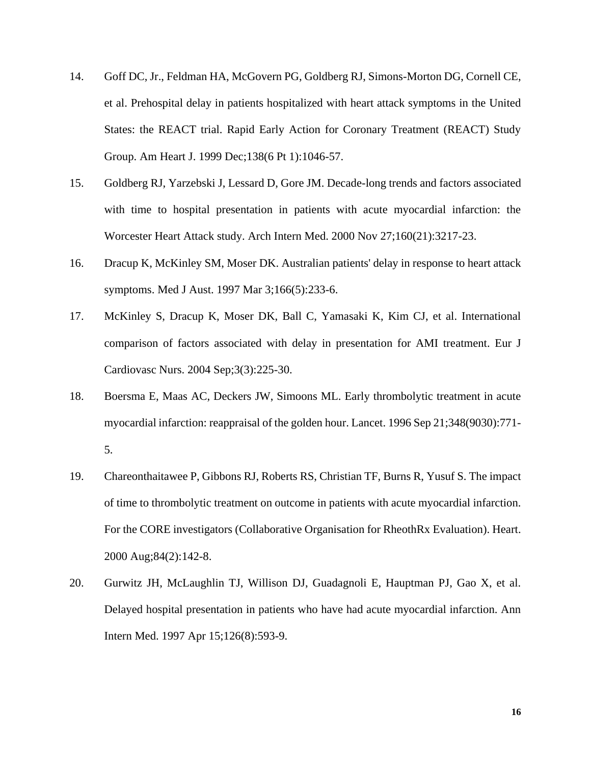14. Goff DC, Jr., Feldman HA, McGovern PG, Goldberg RJ, Simons-Morton DG, Cornell CE, et al. Prehospital delay in patients hospitalized with heart attack symptoms in the United States: the REACT trial. Rapid Early Action for Coronary Treatment (REACT) Study Group. Am Heart J. 1999 Dec;138(6 Pt 1):1046-57.

15. Goldberg RJ, Yarzebski J, Lessard D, Gore JM. Decade-long trends and factors associated with time to hospital presentation in patients with acute myocardial infarction: the Worcester Heart Attack study. Arch Intern Med. 2000 Nov 27;160(21):3217-23.

16. Dracup K, McKinley SM, Moser DK. Australian patients' delay in response to heart attack symptoms. Med J Aust. 1997 Mar 3;166(5):233-6.

17. McKinley S, Dracup K, Moser DK, Ball C, Yamasaki K, Kim CJ, et al. International comparison of factors associated with delay in presentation for AMI treatment. Eur J Cardiovasc Nurs. 2004 Sep;3(3):225-30.

18. Boersma E, Maas AC, Deckers JW, Simoons ML. Early thrombolytic treatment in acute myocardial infarction: reappraisal of the golden hour. Lancet. 1996 Sep 21;348(9030):771-5.

19. Chareonthaitawee P, Gibbons RJ, Roberts RS, Christian TF, Burns R, Yusuf S. The impact of time to thrombolytic treatment on outcome in patients with acute myocardial infarction. For the CORE investigators (Collaborative Organisation for RheothRx Evaluation). Heart. 2000 Aug;84(2):142-8.

20. Gurwitz JH, McLaughlin TJ, Willison DJ, Guadagnoli E, Hauptman PJ, Gao X, et al. Delayed hospital presentation in patients who have had acute myocardial infarction. Ann Intern Med. 1997 Apr 15;126(8):593-9.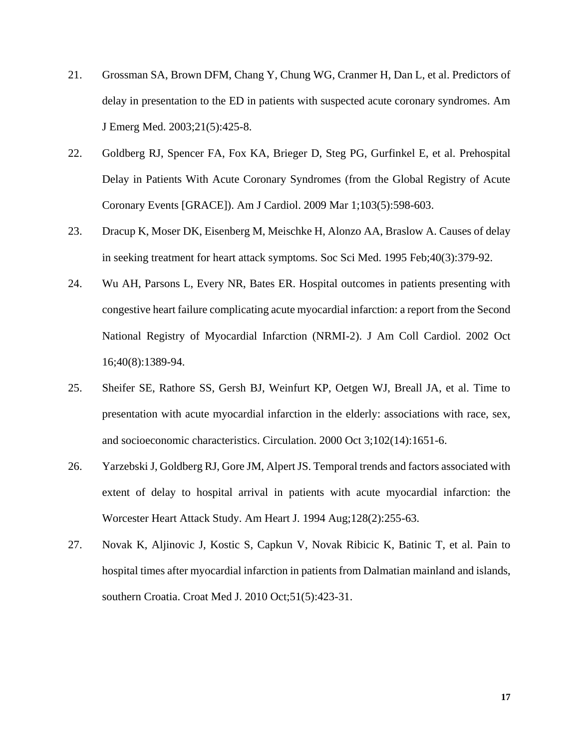21. Grossman SA, Brown DFM, Chang Y, Chung WG, Cranmer H, Dan L, et al. Predictors of delay in presentation to the ED in patients with suspected acute coronary syndromes. Am J Emerg Med. 2003;21(5):425-8.

22. Goldberg RJ, Spencer FA, Fox KA, Brieger D, Steg PG, Gurfinkel E, et al. Prehospital Delay in Patients With Acute Coronary Syndromes (from the Global Registry of Acute Coronary Events [GRACE]). Am J Cardiol. 2009 Mar 1;103(5):598-603.

23. Dracup K, Moser DK, Eisenberg M, Meischke H, Alonzo AA, Braslow A. Causes of delay in seeking treatment for heart attack symptoms. Soc Sci Med. 1995 Feb;40(3):379-92.

24. Wu AH, Parsons L, Every NR, Bates ER. Hospital outcomes in patients presenting with congestive heart failure complicating acute myocardial infarction: a report from the Second National Registry of Myocardial Infarction (NRMI-2). J Am Coll Cardiol. 2002 Oct 16;40(8):1389-94.

25. Sheifer SE, Rathore SS, Gersh BJ, Weinfurt KP, Oetgen WJ, Breall JA, et al. Time to presentation with acute myocardial infarction in the elderly: associations with race, sex, and socioeconomic characteristics. Circulation. 2000 Oct 3;102(14):1651-6.

26. Yarzebski J, Goldberg RJ, Gore JM, Alpert JS. Temporal trends and factors associated with extent of delay to hospital arrival in patients with acute myocardial infarction: the Worcester Heart Attack Study. Am Heart J. 1994 Aug;128(2):255-63.

27. Novak K, Aljinovic J, Kostic S, Capkun V, Novak Ribicic K, Batinic T, et al. Pain to hospital times after myocardial infarction in patients from Dalmatian mainland and islands, southern Croatia. Croat Med J. 2010 Oct;51(5):423-31.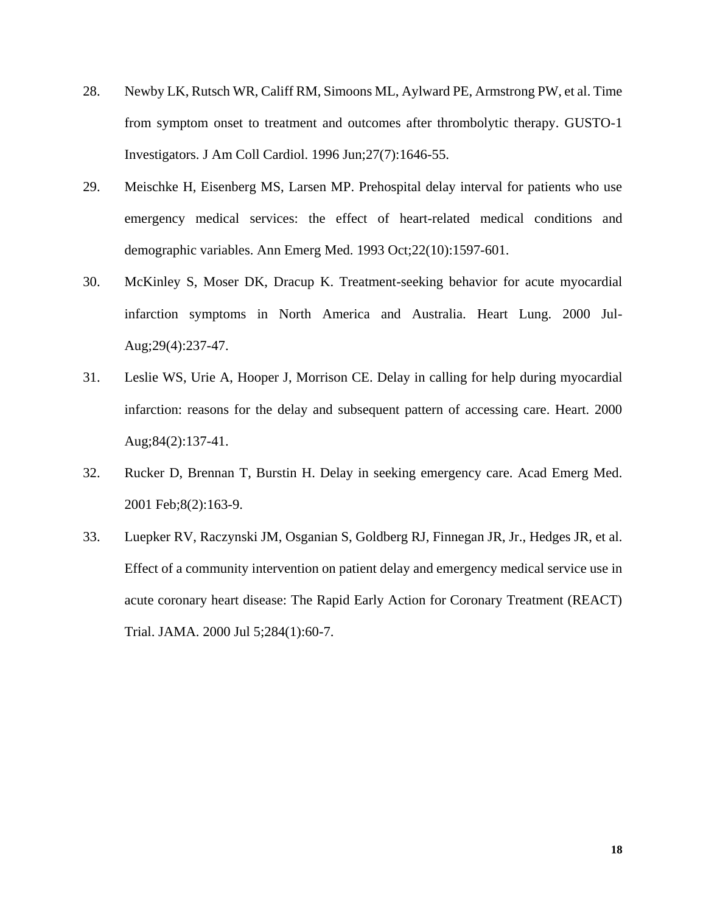28. Newby LK, Rutsch WR, Califf RM, Simoons ML, Aylward PE, Armstrong PW, et al. Time from symptom onset to treatment and outcomes after thrombolytic therapy. GUSTO-1 Investigators. J Am Coll Cardiol. 1996 Jun;27(7):1646-55.

29. Meischke H, Eisenberg MS, Larsen MP. Prehospital delay interval for patients who use emergency medical services: the effect of heart-related medical conditions and demographic variables. Ann Emerg Med. 1993 Oct;22(10):1597-601.

30. McKinley S, Moser DK, Dracup K. Treatment-seeking behavior for acute myocardial infarction symptoms in North America and Australia. Heart Lung. 2000 Jul-Aug;29(4):237-47.

31. Leslie WS, Urie A, Hooper J, Morrison CE. Delay in calling for help during myocardial infarction: reasons for the delay and subsequent pattern of accessing care. Heart. 2000 Aug;84(2):137-41.

32. Rucker D, Brennan T, Burstin H. Delay in seeking emergency care. Acad Emerg Med. 2001 Feb;8(2):163-9.

33. Luepker RV, Raczynski JM, Osganian S, Goldberg RJ, Finnegan JR, Jr., Hedges JR, et al. Effect of a community intervention on patient delay and emergency medical service use in acute coronary heart disease: The Rapid Early Action for Coronary Treatment (REACT) Trial. JAMA. 2000 Jul 5;284(1):60-7.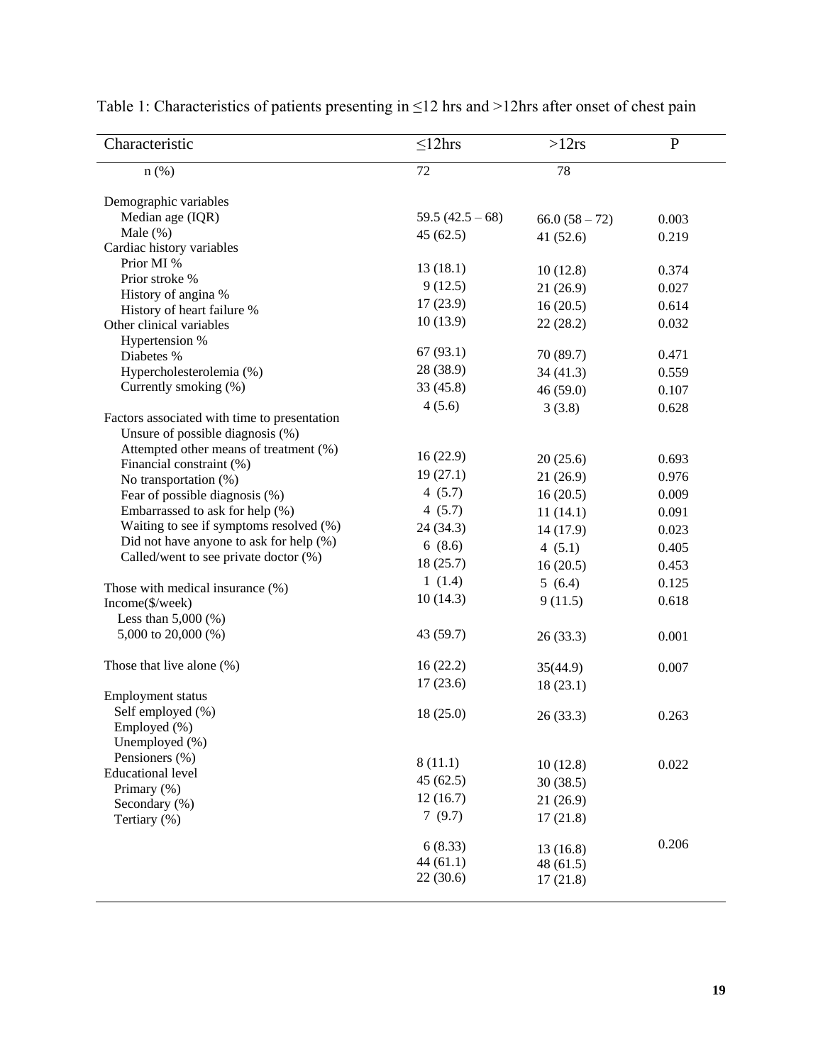Table 1: Characteristics of patients presenting in ≤12 hrs and >12hrs after onset of chest pain

| Characteristic | ≤12hrs | >12rs | P |
|---|---|---|---|
| n (%) | 72 | 78 | |
| Demographic variables | | | |
| Median age (IQR) | 59.5 (42.5 – 68) | 66.0 (58 – 72) | 0.003 |
| Male (%) | 45 (62.5) | 41 (52.6) | 0.219 |
| Cardiac history variables | | | |
| Prior MI % | 13 (18.1) | 10 (12.8) | 0.374 |
| Prior stroke % | 9 (12.5) | 21 (26.9) | 0.027 |
| History of angina % | 17 (23.9) | 16 (20.5) | 0.614 |
| History of heart failure % | 10 (13.9) | 22 (28.2) | 0.032 |
| Other clinical variables | | | |
| Hypertension % | 67 (93.1) | 70 (89.7) | 0.471 |
| Diabetes % | 28 (38.9) | 34 (41.3) | 0.559 |
| Hypercholesterolemia (%) | 33 (45.8) | 46 (59.0) | 0.107 |
| Currently smoking (%) | 4 (5.6) | 3 (3.8) | 0.628 |
| Factors associated with time to presentation | | | |
| Unsure of possible diagnosis (%) | 16 (22.9) | 20 (25.6) | 0.693 |
| Attempted other means of treatment (%) | 19 (27.1) | 21 (26.9) | 0.976 |
| Financial constraint (%) | 4 (5.7) | 16 (20.5) | 0.009 |
| No transportation (%) | 4 (5.7) | 11 (14.1) | 0.091 |
| Fear of possible diagnosis (%) | 24 (34.3) | 14 (17.9) | 0.023 |
| Embarrassed to ask for help (%) | 6 (8.6) | 4 (5.1) | 0.405 |
| Waiting to see if symptoms resolved (%) | 18 (25.7) | 16 (20.5) | 0.453 |
| Did not have anyone to ask for help (%) | 1 (1.4) | 5 (6.4) | 0.125 |
| Called/went to see private doctor (%) | 10 (14.3) | 9 (11.5) | 0.618 |
| Those with medical insurance (%) | 43 (59.7) | 26 (33.3) | 0.001 |
| Income($/week) | | | |
| Less than 5,000 (%) | 16 (22.2) | 35(44.9) | 0.007 |
| 5,000 to 20,000 (%) | 17 (23.6) | 18 (23.1) | |
| Those that live alone (%) | 18 (25.0) | 26 (33.3) | 0.263 |
| Employment status | | | 0.022 |
| Self employed (%) | 8 (11.1) | 10 (12.8) | |
| Employed (%) | 45 (62.5) | 30 (38.5) | |
| Unemployed (%) | 12 (16.7) | 21 (26.9) | |
| Pensioners (%) | 7 (9.7) | 17 (21.8) | |
| Educational level | | | 0.206 |
| Primary (%) | 6 (8.33) | 13 (16.8) | |
| Secondary (%) | 44 (61.1) | 48 (61.5) | |
| Tertiary (%) | 22 (30.6) | 17 (21.8) | |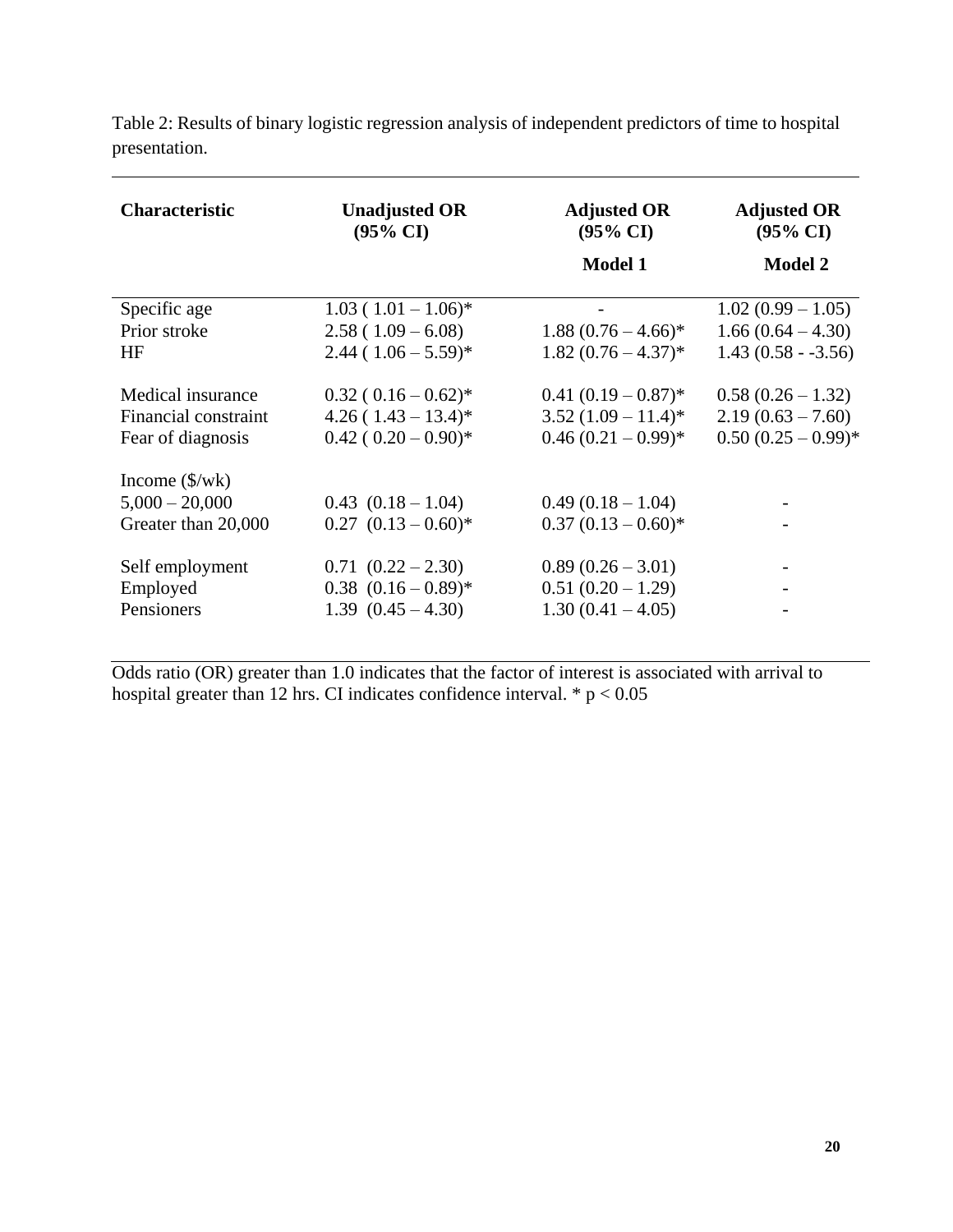Table 2: Results of binary logistic regression analysis of independent predictors of time to hospital presentation.

| Characteristic | Unadjusted OR (95% CI) | Adjusted OR (95% CI) Model 1 | Adjusted OR (95% CI) Model 2 |
|---|---|---|---|
| Specific age | 1.03 ( 1.01 – 1.06)* | - | 1.02 (0.99 – 1.05) |
| Prior stroke | 2.58 ( 1.09 – 6.08) | 1.88 (0.76 – 4.66)* | 1.66 (0.64 – 4.30) |
| HF | 2.44 ( 1.06 – 5.59)* | 1.82 (0.76 – 4.37)* | 1.43 (0.58 - -3.56) |
| Medical insurance | 0.32 ( 0.16 – 0.62)* | 0.41 (0.19 – 0.87)* | 0.58 (0.26 – 1.32) |
| Financial constraint | 4.26 ( 1.43 – 13.4)* | 3.52 (1.09 – 11.4)* | 2.19 (0.63 – 7.60) |
| Fear of diagnosis | 0.42 ( 0.20 – 0.90)* | 0.46 (0.21 – 0.99)* | 0.50 (0.25 – 0.99)* |
| Income ($/wk) | | | |
| 5,000 – 20,000 | 0.43 (0.18 – 1.04) | 0.49 (0.18 – 1.04) | - |
| Greater than 20,000 | 0.27 (0.13 – 0.60)* | 0.37 (0.13 – 0.60)* | - |
| Self employment | 0.71 (0.22 – 2.30) | 0.89 (0.26 – 3.01) | - |
| Employed | 0.38 (0.16 – 0.89)* | 0.51 (0.20 – 1.29) | - |
| Pensioners | 1.39 (0.45 – 4.30) | 1.30 (0.41 – 4.05) | - |

Odds ratio (OR) greater than 1.0 indicates that the factor of interest is associated with arrival to hospital greater than 12 hrs. CI indicates confidence interval. * $p < 0.05$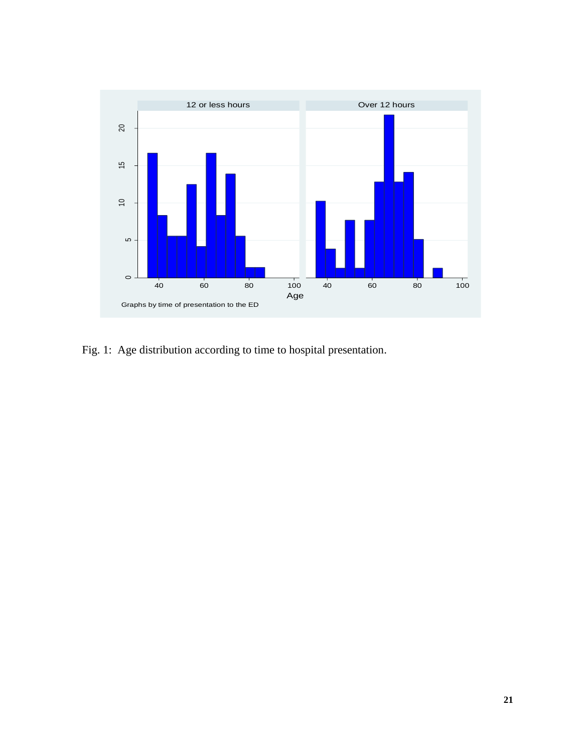12 or less hours

Over 12 hours

0
5
10
15
20

40
60
80
100

40
60
80
100

Age

Graphs by time of presentation to the ED

Fig. 1: Age distribution according to time to hospital presentation.